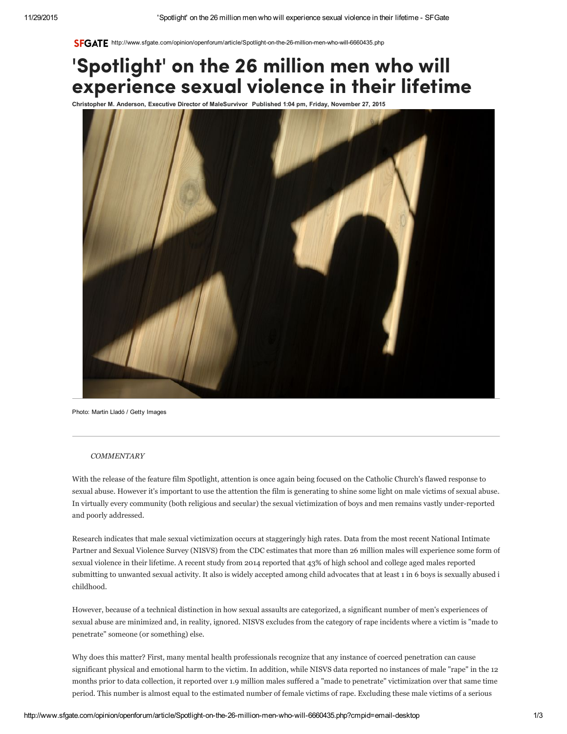SFGATE http://www.sfgate.com/opinion/openforum/article/Spotlight-on-the-26-million-men-who-will-6660435.php

# 'Spotlight' on the 26 million men who will experience sexual violence in their lifetime

**Christopher M. Anderson, Executive Director of MaleSurvivor Published 1:04 pm, Friday, November 27, 2015**

Photo: Martin Lladó / Getty Images

*COMMENTARY*

With the release of the feature film Spotlight, attention is once again being focused on the Catholic Church's flawed response to sexual abuse. However it's important to use the attention the film is generating to shine some light on male victims of sexual abuse. In virtually every community (both religious and secular) the sexual victimization of boys and men remains vastly under-reported and poorly addressed.

Research indicates that male sexual victimization occurs at staggeringly high rates. Data from the most recent National Intimate Partner and Sexual Violence Survey (NISVS) from the CDC estimates that more than 26 million males will experience some form of sexual violence in their lifetime. A recent study from 2014 reported that 43% of high school and college aged males reported submitting to unwanted sexual activity. It also is widely accepted among child advocates that at least 1 in 6 boys is sexually abused i childhood.

However, because of a technical distinction in how sexual assaults are categorized, a significant number of men's experiences of sexual abuse are minimized and, in reality, ignored. NISVS excludes from the category of rape incidents where a victim is "made to penetrate" someone (or something) else.

Why does this matter? First, many mental health professionals recognize that any instance of coerced penetration can cause significant physical and emotional harm to the victim. In addition, while NISVS data reported no instances of male "rape" in the 12 months prior to data collection, it reported over 1.9 million males suffered a "made to penetrate" victimization over that same time period. This number is almost equal to the estimated number of female victims of rape. Excluding these male victims of a serious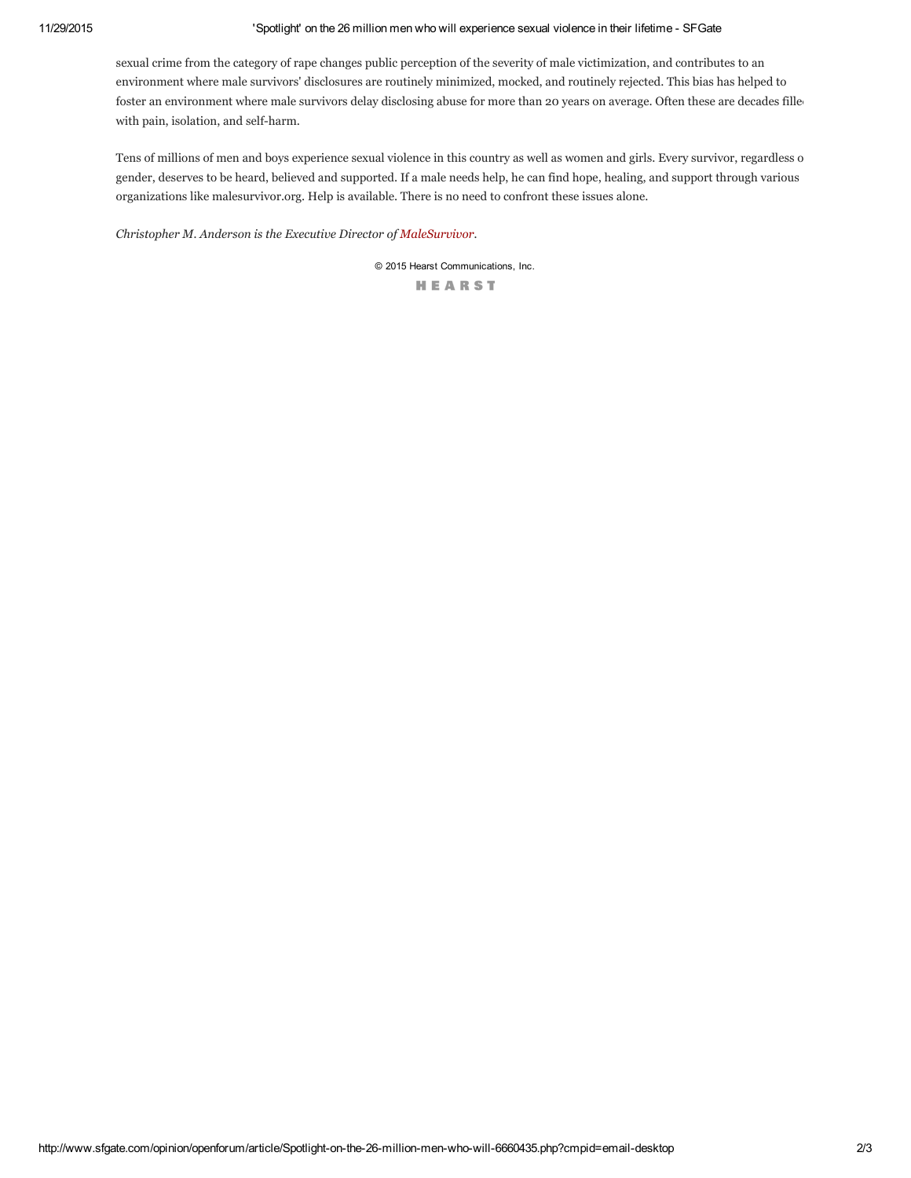sexual crime from the category of rape changes public perception of the severity of male victimization, and contributes to an environment where male survivors' disclosures are routinely minimized, mocked, and routinely rejected. This bias has helped to foster an environment where male survivors delay disclosing abuse for more than 20 years on average. Often these are decades filled with pain, isolation, and self-harm.

Tens of millions of men and boys experience sexual violence in this country as well as women and girls. Every survivor, regardless of gender, deserves to be heard, believed and supported. If a male needs help, he can find hope, healing, and support through various organizations like malesurvivor.org. Help is available. There is no need to confront these issues alone.

*Christopher M. Anderson is the Executive Director of MaleSurvivor.*

© 2015 Hearst Communications, Inc.

HEARST